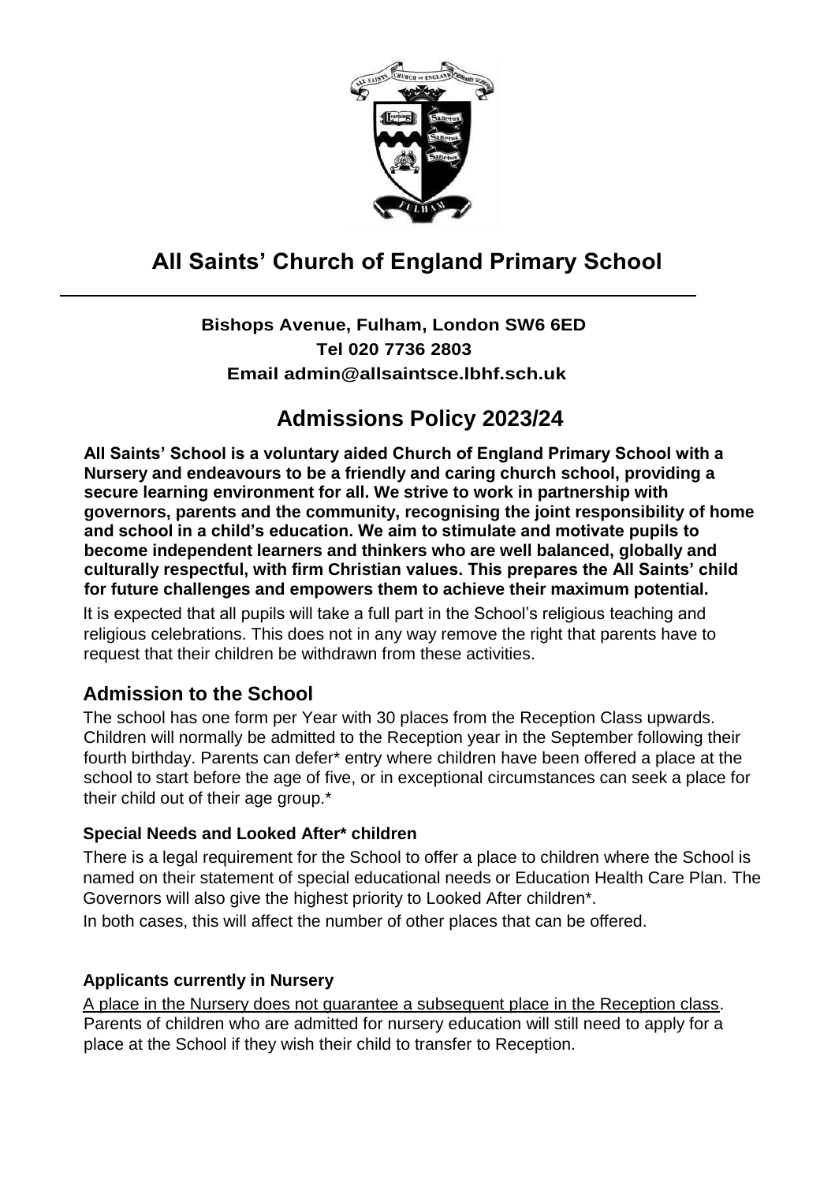# All Saints' Church of England Primary School

**Bishops Avenue, Fulham, London SW6 6ED**
**Tel 020 7736 2803**
**Email admin@allsaintsce.lbhf.sch.uk**

## Admissions Policy 2023/24

**All Saints' School is a voluntary aided Church of England Primary School with a Nursery and endeavours to be a friendly and caring church school, providing a secure learning environment for all. We strive to work in partnership with governors, parents and the community, recognising the joint responsibility of home and school in a child's education. We aim to stimulate and motivate pupils to become independent learners and thinkers who are well balanced, globally and culturally respectful, with firm Christian values. This prepares the All Saints' child for future challenges and empowers them to achieve their maximum potential.**

It is expected that all pupils will take a full part in the School's religious teaching and religious celebrations. This does not in any way remove the right that parents have to request that their children be withdrawn from these activities.

## Admission to the School

The school has one form per Year with 30 places from the Reception Class upwards. Children will normally be admitted to the Reception year in the September following their fourth birthday. Parents can defer* entry where children have been offered a place at the school to start before the age of five, or in exceptional circumstances can seek a place for their child out of their age group.*

### Special Needs and Looked After* children

There is a legal requirement for the School to offer a place to children where the School is named on their statement of special educational needs or Education Health Care Plan. The Governors will also give the highest priority to Looked After children*.

In both cases, this will affect the number of other places that can be offered.

### Applicants currently in Nursery

A place in the Nursery does not guarantee a subsequent place in the Reception class. Parents of children who are admitted for nursery education will still need to apply for a place at the School if they wish their child to transfer to Reception.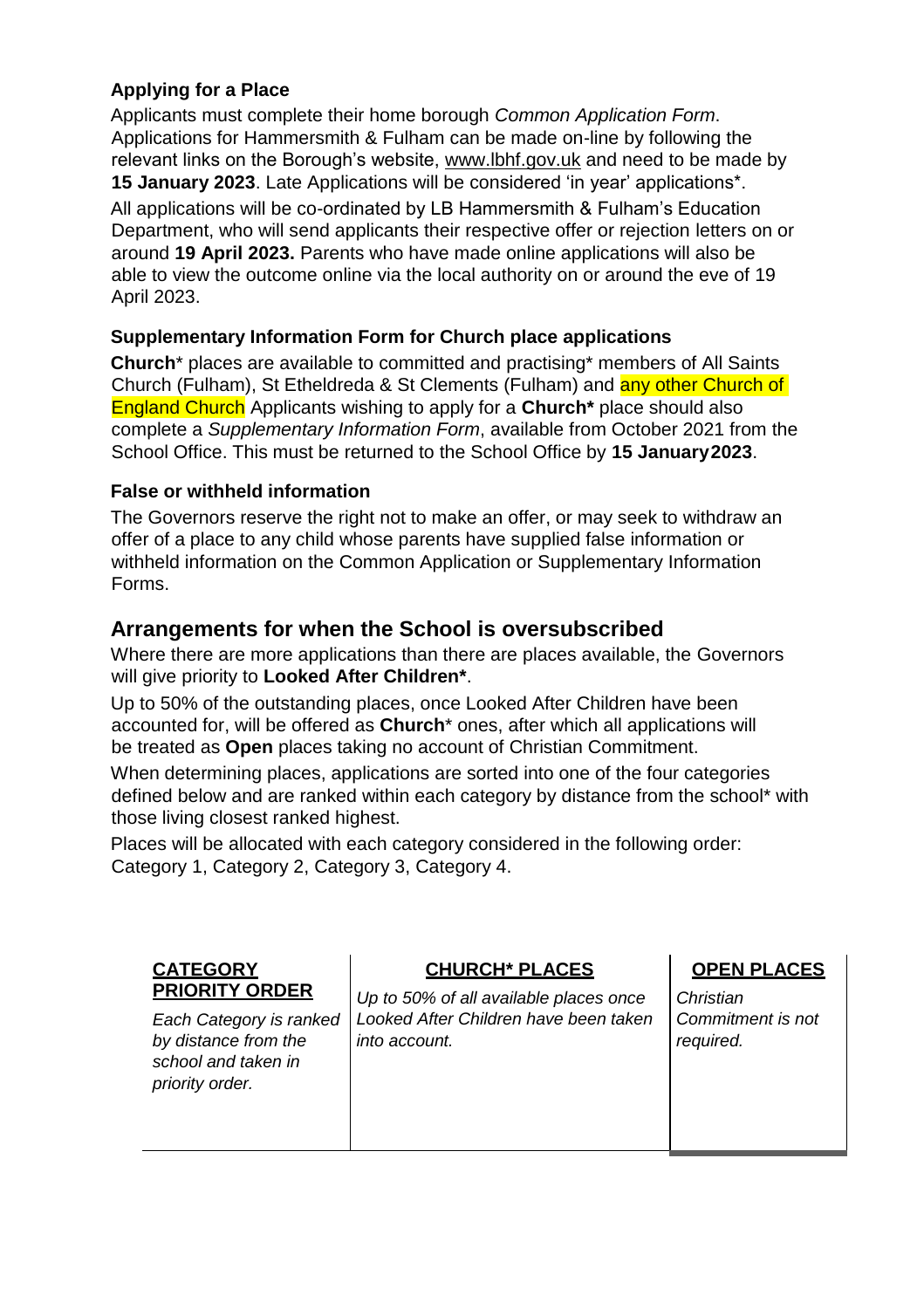### Applying for a Place

Applicants must complete their home borough *Common Application Form*. Applications for Hammersmith & Fulham can be made on-line by following the relevant links on the Borough's website, www.lbhf.gov.uk and need to be made by **15 January 2023**. Late Applications will be considered 'in year' applications*.

All applications will be co-ordinated by LB Hammersmith & Fulham's Education Department, who will send applicants their respective offer or rejection letters on or around **19 April 2023.** Parents who have made online applications will also be able to view the outcome online via the local authority on or around the eve of 19 April 2023.

### Supplementary Information Form for Church place applications

**Church*** places are available to committed and practising* members of All Saints Church (Fulham), St Etheldreda & St Clements (Fulham) and any other Church of England Church Applicants wishing to apply for a **Church*** place should also complete a *Supplementary Information Form*, available from October 2021 from the School Office. This must be returned to the School Office by **15 January 2023**.

### False or withheld information

The Governors reserve the right not to make an offer, or may seek to withdraw an offer of a place to any child whose parents have supplied false information or withheld information on the Common Application or Supplementary Information Forms.

## Arrangements for when the School is oversubscribed

Where there are more applications than there are places available, the Governors will give priority to **Looked After Children***.

Up to 50% of the outstanding places, once Looked After Children have been accounted for, will be offered as **Church*** ones, after which all applications will be treated as **Open** places taking no account of Christian Commitment.

When determining places, applications are sorted into one of the four categories defined below and are ranked within each category by distance from the school* with those living closest ranked highest.

Places will be allocated with each category considered in the following order: Category 1, Category 2, Category 3, Category 4.

| **CATEGORY PRIORITY ORDER** | **CHURCH* PLACES** | **OPEN PLACES** |
|---|---|---|
| *Each Category is ranked by distance from the school and taken in priority order.* | *Up to 50% of all available places once Looked After Children have been taken into account.* | *Christian Commitment is not required.* |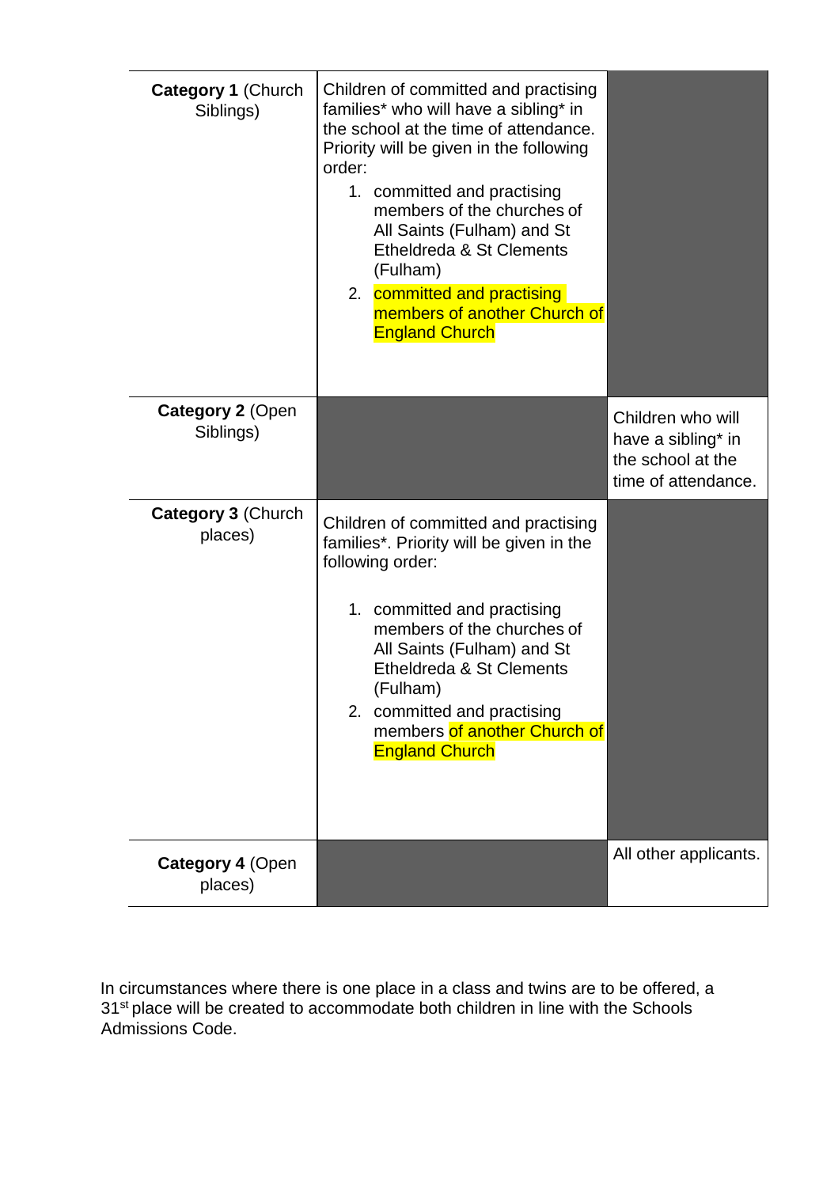| | | |
|---|---|---|
| **Category 1** (Church Siblings) | Children of committed and practising families* who will have a sibling* in the school at the time of attendance. Priority will be given in the following order:<br>1. committed and practising members of the churches of All Saints (Fulham) and St Etheldreda & St Clements (Fulham)<br>2. committed and practising members of another Church of England Church | |
| **Category 2** (Open Siblings) | | Children who will have a sibling* in the school at the time of attendance. |
| **Category 3** (Church places) | Children of committed and practising families*. Priority will be given in the following order:<br>1. committed and practising members of the churches of All Saints (Fulham) and St Etheldreda & St Clements (Fulham)<br>2. committed and practising members of another Church of England Church | |
| **Category 4** (Open places) | | All other applicants. |

In circumstances where there is one place in a class and twins are to be offered, a 31st place will be created to accommodate both children in line with the Schools Admissions Code.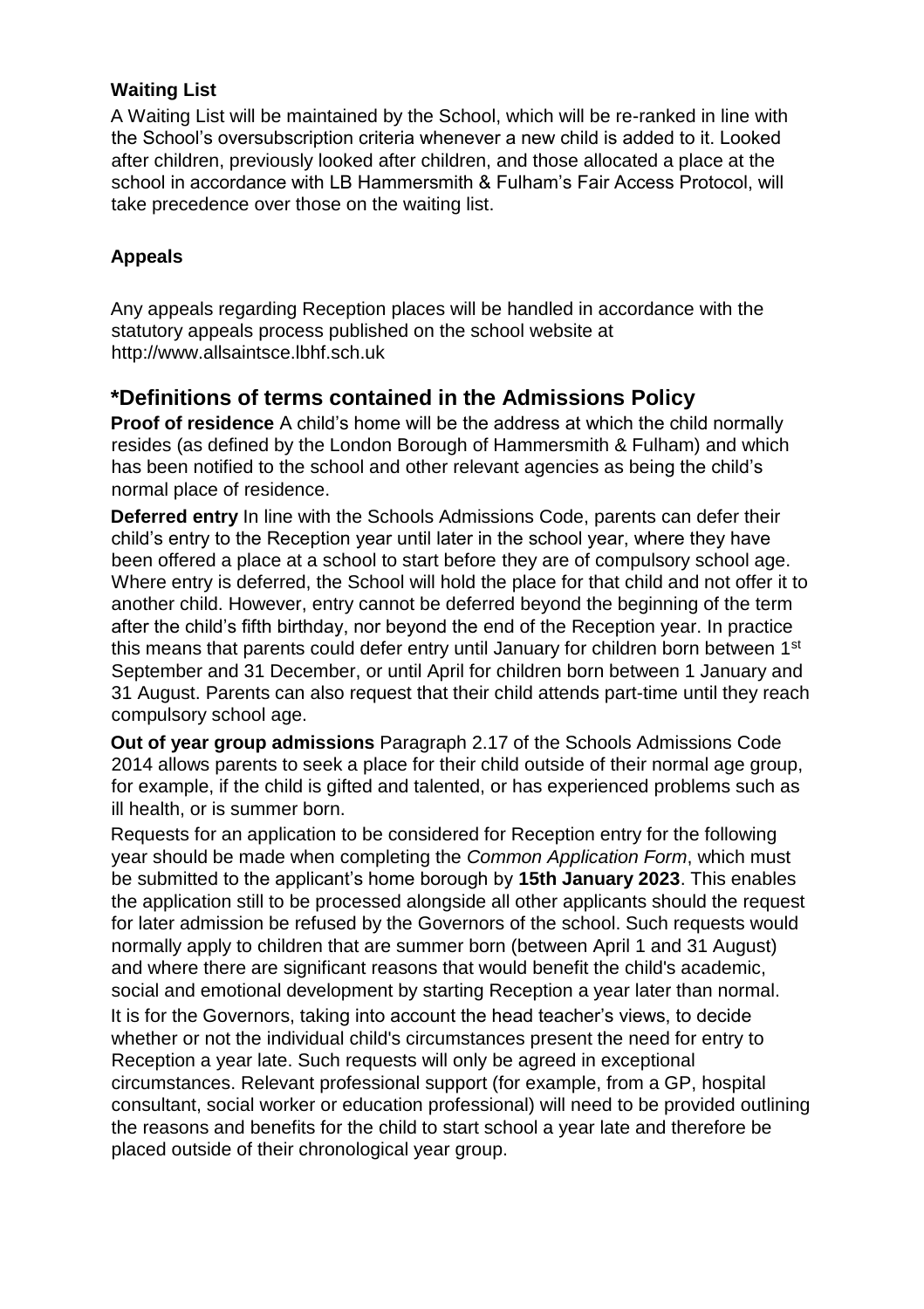**Waiting List**

A Waiting List will be maintained by the School, which will be re-ranked in line with the School's oversubscription criteria whenever a new child is added to it. Looked after children, previously looked after children, and those allocated a place at the school in accordance with LB Hammersmith & Fulham's Fair Access Protocol, will take precedence over those on the waiting list.

**Appeals**

Any appeals regarding Reception places will be handled in accordance with the statutory appeals process published on the school website at http://www.allsaintsce.lbhf.sch.uk

## *Definitions of terms contained in the Admissions Policy

**Proof of residence** A child's home will be the address at which the child normally resides (as defined by the London Borough of Hammersmith & Fulham) and which has been notified to the school and other relevant agencies as being the child's normal place of residence.

**Deferred entry** In line with the Schools Admissions Code, parents can defer their child's entry to the Reception year until later in the school year, where they have been offered a place at a school to start before they are of compulsory school age. Where entry is deferred, the School will hold the place for that child and not offer it to another child. However, entry cannot be deferred beyond the beginning of the term after the child's fifth birthday, nor beyond the end of the Reception year. In practice this means that parents could defer entry until January for children born between 1st September and 31 December, or until April for children born between 1 January and 31 August. Parents can also request that their child attends part-time until they reach compulsory school age.

**Out of year group admissions** Paragraph 2.17 of the Schools Admissions Code 2014 allows parents to seek a place for their child outside of their normal age group, for example, if the child is gifted and talented, or has experienced problems such as ill health, or is summer born.

Requests for an application to be considered for Reception entry for the following year should be made when completing the *Common Application Form*, which must be submitted to the applicant's home borough by **15th January 2023**. This enables the application still to be processed alongside all other applicants should the request for later admission be refused by the Governors of the school. Such requests would normally apply to children that are summer born (between April 1 and 31 August) and where there are significant reasons that would benefit the child's academic, social and emotional development by starting Reception a year later than normal.

It is for the Governors, taking into account the head teacher's views, to decide whether or not the individual child's circumstances present the need for entry to Reception a year late. Such requests will only be agreed in exceptional circumstances. Relevant professional support (for example, from a GP, hospital consultant, social worker or education professional) will need to be provided outlining the reasons and benefits for the child to start school a year late and therefore be placed outside of their chronological year group.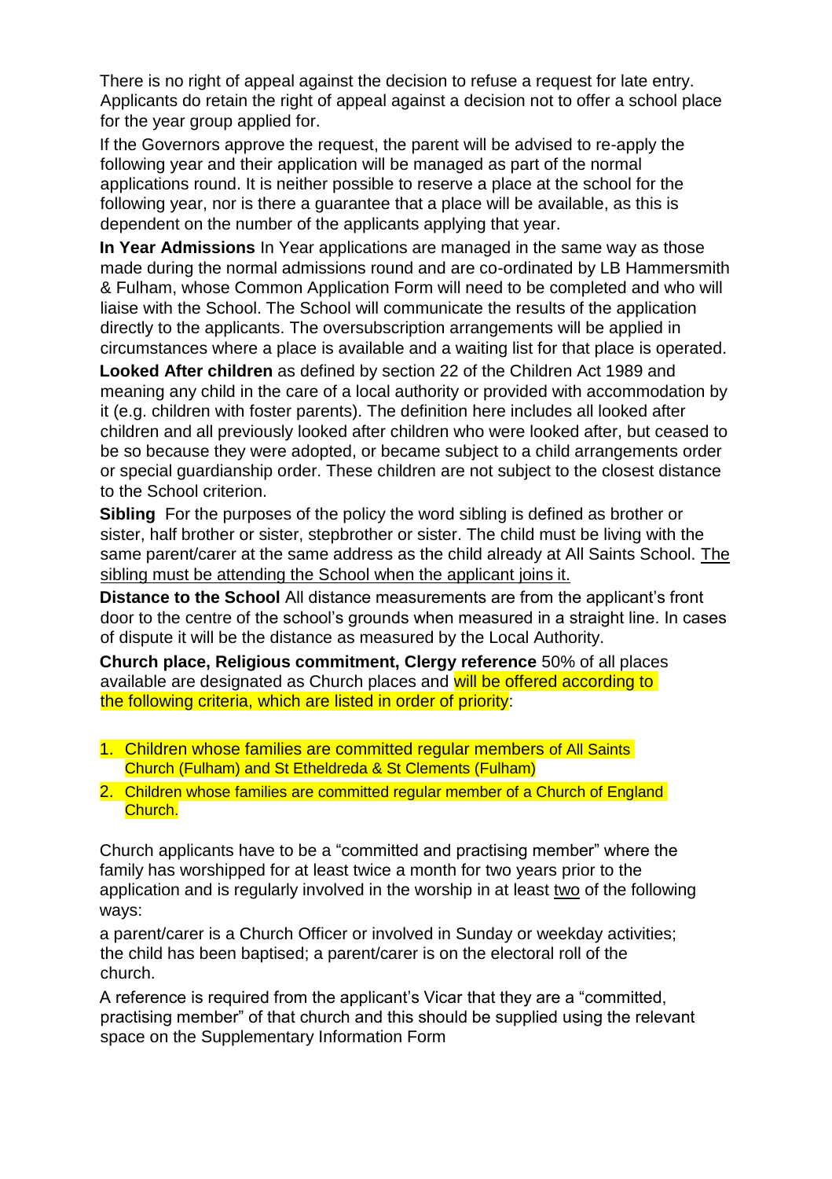There is no right of appeal against the decision to refuse a request for late entry. Applicants do retain the right of appeal against a decision not to offer a school place for the year group applied for.

If the Governors approve the request, the parent will be advised to re-apply the following year and their application will be managed as part of the normal applications round. It is neither possible to reserve a place at the school for the following year, nor is there a guarantee that a place will be available, as this is dependent on the number of the applicants applying that year.

**In Year Admissions** In Year applications are managed in the same way as those made during the normal admissions round and are co-ordinated by LB Hammersmith & Fulham, whose Common Application Form will need to be completed and who will liaise with the School. The School will communicate the results of the application directly to the applicants. The oversubscription arrangements will be applied in circumstances where a place is available and a waiting list for that place is operated.

**Looked After children** as defined by section 22 of the Children Act 1989 and meaning any child in the care of a local authority or provided with accommodation by it (e.g. children with foster parents). The definition here includes all looked after children and all previously looked after children who were looked after, but ceased to be so because they were adopted, or became subject to a child arrangements order or special guardianship order. These children are not subject to the closest distance to the School criterion.

**Sibling** For the purposes of the policy the word sibling is defined as brother or sister, half brother or sister, stepbrother or sister. The child must be living with the same parent/carer at the same address as the child already at All Saints School. The sibling must be attending the School when the applicant joins it.

**Distance to the School** All distance measurements are from the applicant's front door to the centre of the school's grounds when measured in a straight line. In cases of dispute it will be the distance as measured by the Local Authority.

**Church place, Religious commitment, Clergy reference** 50% of all places available are designated as Church places and will be offered according to the following criteria, which are listed in order of priority:

1. Children whose families are committed regular members of All Saints Church (Fulham) and St Etheldreda & St Clements (Fulham)
2. Children whose families are committed regular member of a Church of England Church.

Church applicants have to be a "committed and practising member" where the family has worshipped for at least twice a month for two years prior to the application and is regularly involved in the worship in at least two of the following ways:

a parent/carer is a Church Officer or involved in Sunday or weekday activities; the child has been baptised; a parent/carer is on the electoral roll of the church.

A reference is required from the applicant's Vicar that they are a "committed, practising member" of that church and this should be supplied using the relevant space on the Supplementary Information Form